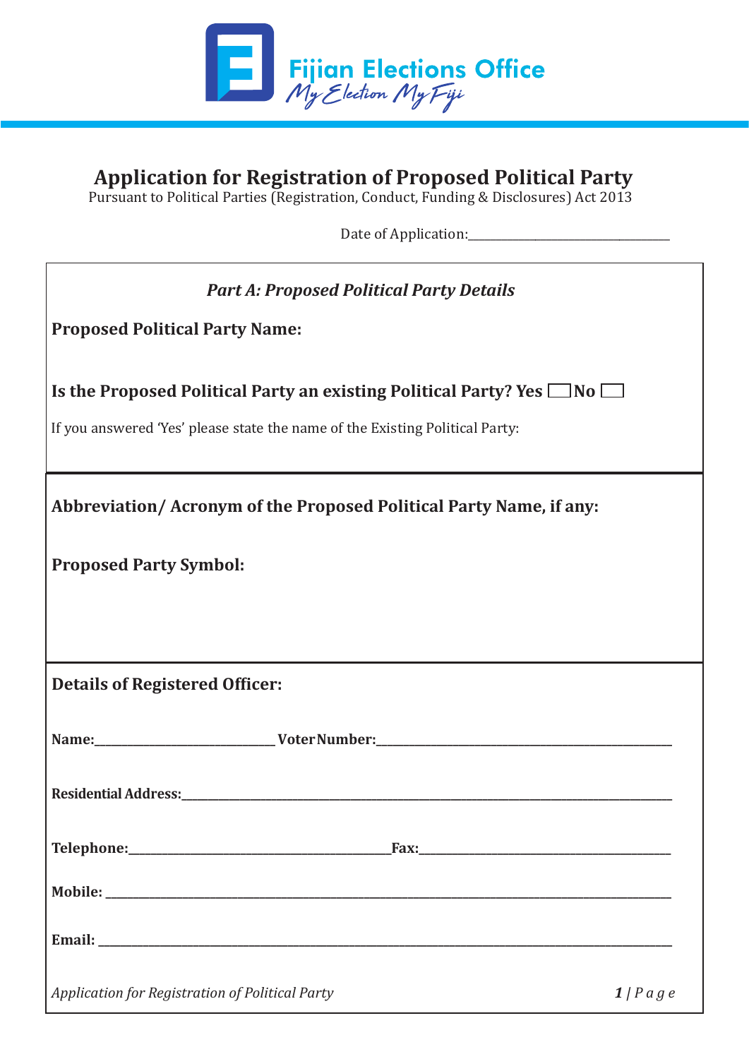Fijian Elections Office
My Election My Fiji

# Application for Registration of Proposed Political Party

Pursuant to Political Parties (Registration, Conduct, Funding & Disclosures) Act 2013

Date of Application:_______________________________

## *Part A: Proposed Political Party Details*

**Proposed Political Party Name:**

**Is the Proposed Political Party an existing Political Party? Yes ☐ No ☐**

If you answered 'Yes' please state the name of the Existing Political Party:

**Abbreviation/ Acronym of the Proposed Political Party Name, if any:**

**Proposed Party Symbol:**

**Details of Registered Officer:**

**Name:**___________________________ **Voter Number:**_____________________________________________

**Residential Address:**_________________________________________________________________________

**Telephone:**_________________________________________**Fax:**_______________________________________

**Mobile:** _____________________________________________________________________________________

**Email:** ______________________________________________________________________________________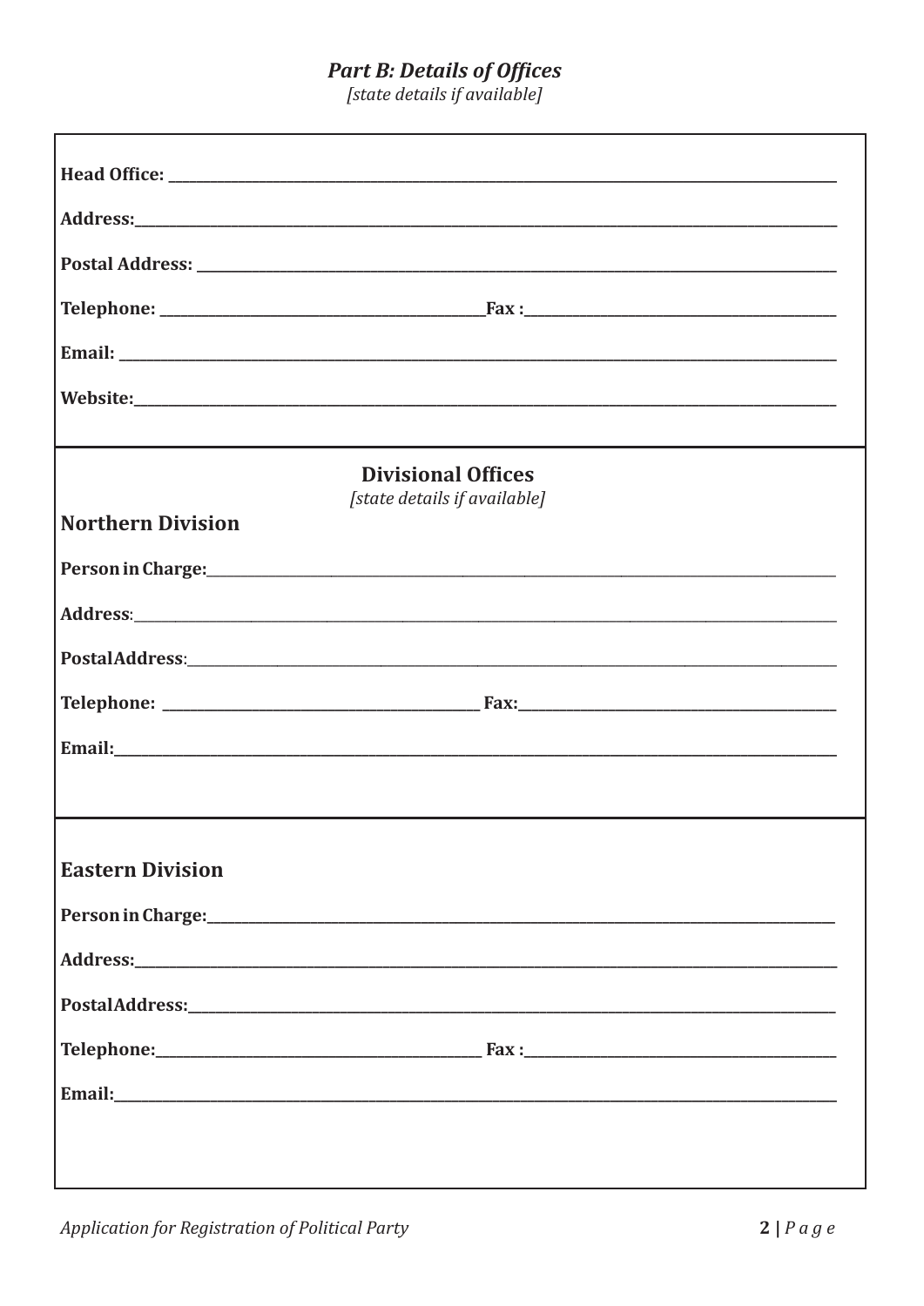## *Part B: Details of Offices*

*[state details if available]*

**Head Office:** ____________________________________________

**Address:**____________________________________________

**Postal Address:** ____________________________________________

**Telephone:** ______________________**Fax :**______________________

**Email:** ____________________________________________

**Website:**____________________________________________

### Divisional Offices

*[state details if available]*

### Northern Division

**Person in Charge:**____________________________________________

**Address**:____________________________________________

**PostalAddress**:____________________________________________

**Telephone:** ______________________ **Fax:**______________________

**Email:**____________________________________________

### Eastern Division

**Person in Charge:**____________________________________________

**Address:**____________________________________________

**PostalAddress:**____________________________________________

**Telephone:**______________________ **Fax :**______________________

**Email:**____________________________________________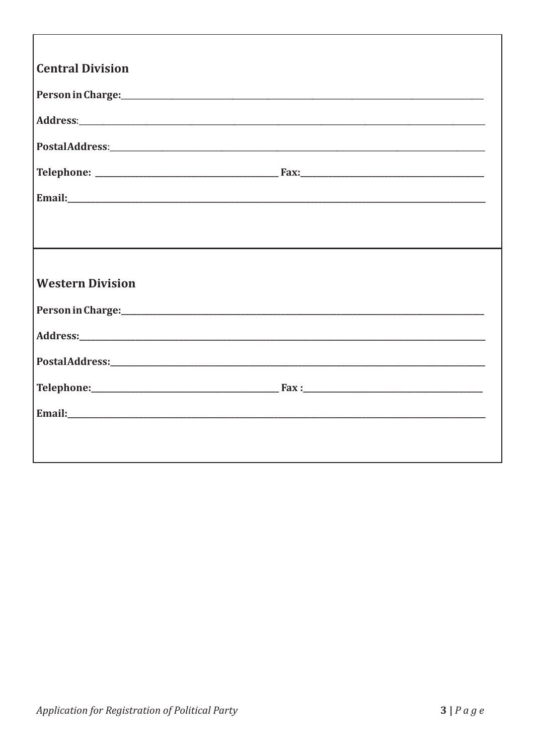## Central Division

**Person in Charge:**\_\_\_\_\_\_\_\_\_\_\_\_\_\_\_\_\_\_\_\_\_\_\_\_\_\_\_\_\_\_\_\_\_\_\_\_\_\_\_\_

**Address**:\_\_\_\_\_\_\_\_\_\_\_\_\_\_\_\_\_\_\_\_\_\_\_\_\_\_\_\_\_\_\_\_\_\_\_\_\_\_\_\_\_\_\_\_\_\_

**PostalAddress**:\_\_\_\_\_\_\_\_\_\_\_\_\_\_\_\_\_\_\_\_\_\_\_\_\_\_\_\_\_\_\_\_\_\_\_\_\_\_\_\_\_\_

**Telephone:** \_\_\_\_\_\_\_\_\_\_\_\_\_\_\_\_\_\_\_\_\_\_ **Fax:**\_\_\_\_\_\_\_\_\_\_\_\_\_\_\_\_\_\_\_\_\_\_

**Email:**\_\_\_\_\_\_\_\_\_\_\_\_\_\_\_\_\_\_\_\_\_\_\_\_\_\_\_\_\_\_\_\_\_\_\_\_\_\_\_\_\_\_\_\_\_\_\_\_

---

## Western Division

**Person in Charge:**\_\_\_\_\_\_\_\_\_\_\_\_\_\_\_\_\_\_\_\_\_\_\_\_\_\_\_\_\_\_\_\_\_\_\_\_\_\_\_\_

**Address:**\_\_\_\_\_\_\_\_\_\_\_\_\_\_\_\_\_\_\_\_\_\_\_\_\_\_\_\_\_\_\_\_\_\_\_\_\_\_\_\_\_\_\_\_\_\_

**PostalAddress:**\_\_\_\_\_\_\_\_\_\_\_\_\_\_\_\_\_\_\_\_\_\_\_\_\_\_\_\_\_\_\_\_\_\_\_\_\_\_\_\_\_\_

**Telephone:**\_\_\_\_\_\_\_\_\_\_\_\_\_\_\_\_\_\_\_\_\_\_ **Fax :**\_\_\_\_\_\_\_\_\_\_\_\_\_\_\_\_\_\_\_\_\_\_

**Email:**\_\_\_\_\_\_\_\_\_\_\_\_\_\_\_\_\_\_\_\_\_\_\_\_\_\_\_\_\_\_\_\_\_\_\_\_\_\_\_\_\_\_\_\_\_\_\_\_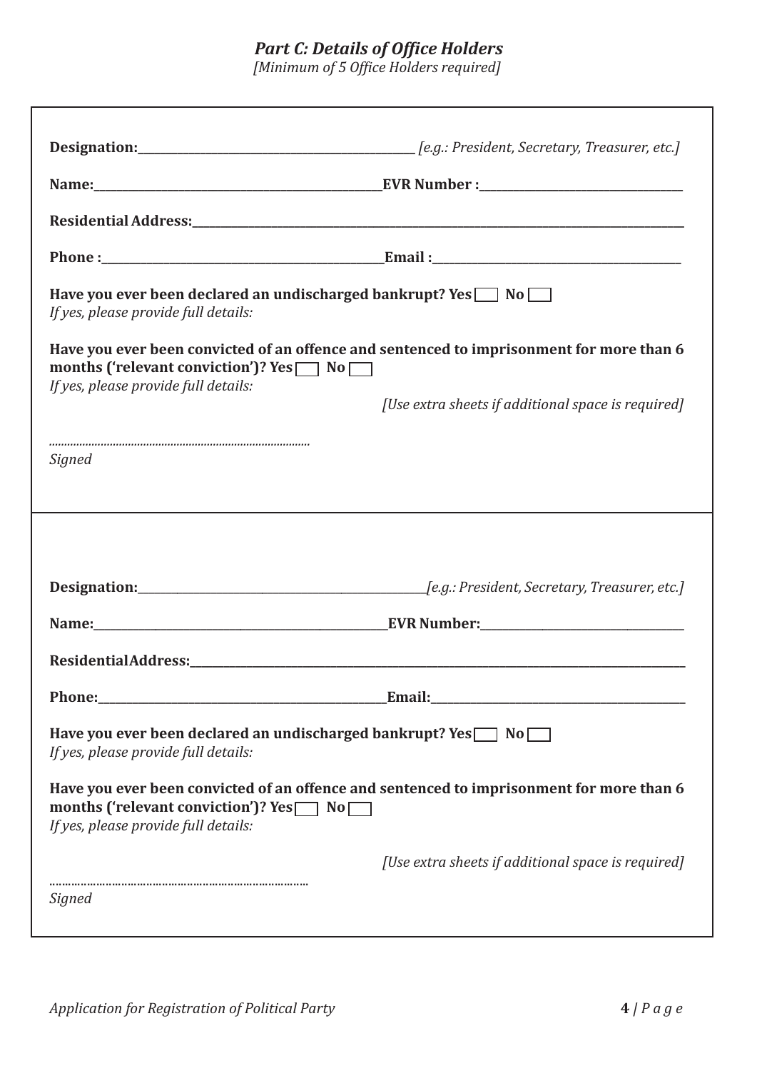## *Part C: Details of Office Holders*

*[Minimum of 5 Office Holders required]*

**Designation:**_______________________________________ *[e.g.: President, Secretary, Treasurer, etc.]*

**Name:**_______________________________________**EVR Number :**____________________________

**Residential Address:**________________________________________________________________________

**Phone :**_______________________________________**Email :**____________________________________

**Have you ever been declared an undischarged bankrupt? Yes** ☐ **No** ☐

*If yes, please provide full details:*

**Have you ever been convicted of an offence and sentenced to imprisonment for more than 6 months ('relevant conviction')? Yes** ☐ **No** ☐

*If yes, please provide full details:*

*[Use extra sheets if additional space is required]*

..................................................................................

*Signed*

---

**Designation:**_______________________________________*[e.g.: President, Secretary, Treasurer, etc.]*

**Name:**_______________________________________**EVR Number:**____________________________

**ResidentialAddress:**________________________________________________________________________

**Phone:**_______________________________________**Email:**____________________________________

**Have you ever been declared an undischarged bankrupt? Yes** ☐ **No** ☐

*If yes, please provide full details:*

**Have you ever been convicted of an offence and sentenced to imprisonment for more than 6 months ('relevant conviction')? Yes** ☐ **No** ☐

*If yes, please provide full details:*

*[Use extra sheets if additional space is required]*

..................................................................................

*Signed*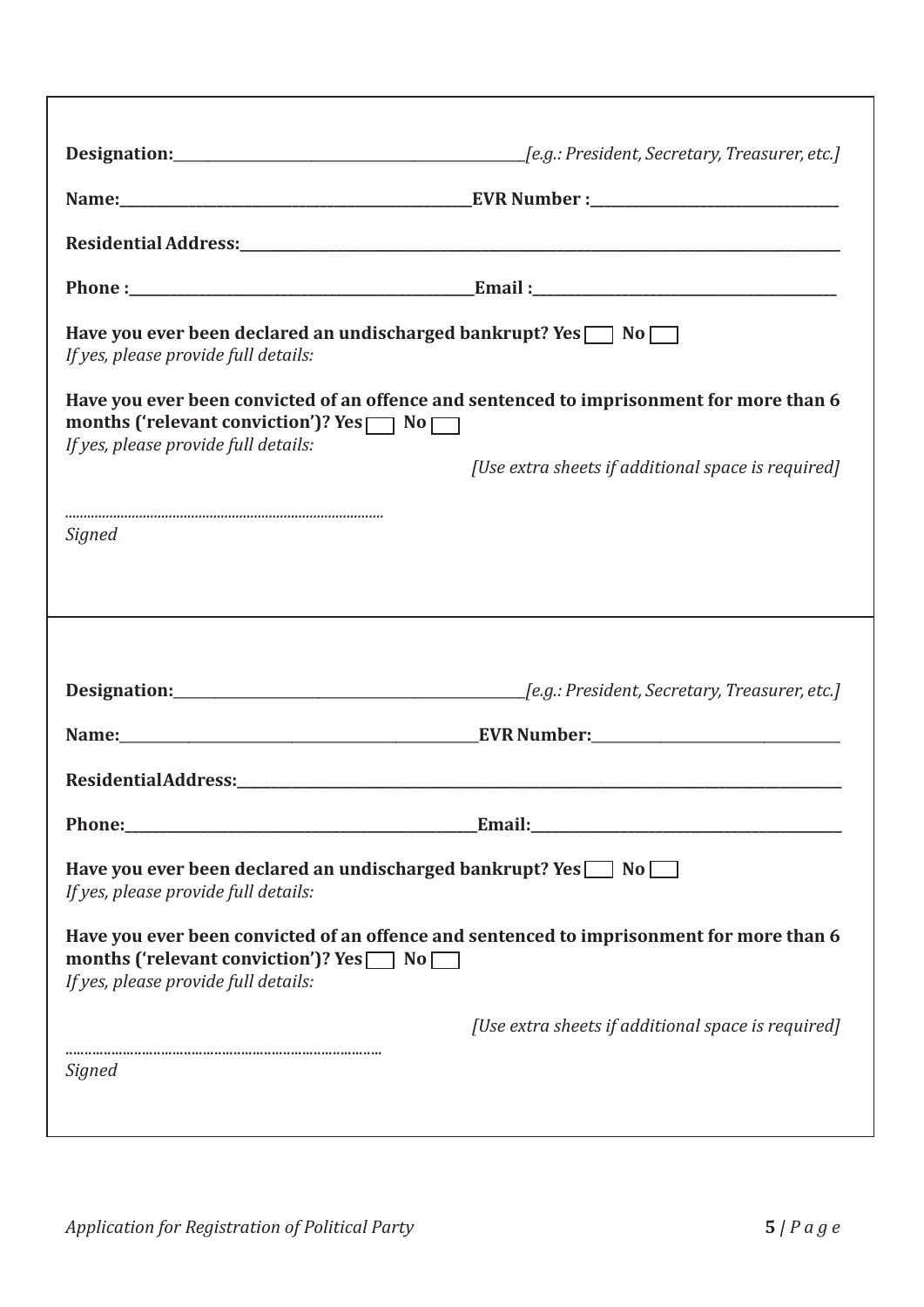**Designation:**\_\_\_\_\_\_\_\_\_\_\_\_\_\_\_\_\_\_\_\_\_\_\_\_\_\_\_\_\_\_\_\_\_\_\_\_*[e.g.: President, Secretary, Treasurer, etc.]*

**Name:**\_\_\_\_\_\_\_\_\_\_\_\_\_\_\_\_\_\_\_\_\_\_\_\_\_\_\_\_\_\_\_\_\_\_\_\_**EVR Number :**\_\_\_\_\_\_\_\_\_\_\_\_\_\_\_\_\_\_\_\_\_\_\_\_\_\_

**Residential Address:**\_\_\_\_\_\_\_\_\_\_\_\_\_\_\_\_\_\_\_\_\_\_\_\_\_\_\_\_\_\_\_\_\_\_\_\_\_\_\_\_\_\_\_\_\_\_\_\_\_\_\_\_\_\_\_\_\_\_\_\_

**Phone :**\_\_\_\_\_\_\_\_\_\_\_\_\_\_\_\_\_\_\_\_\_\_\_\_\_\_\_\_\_\_\_\_\_\_\_\_**Email :**\_\_\_\_\_\_\_\_\_\_\_\_\_\_\_\_\_\_\_\_\_\_\_\_\_\_\_\_\_\_\_\_

**Have you ever been declared an undischarged bankrupt? Yes ☐ No ☐**
*If yes, please provide full details:*

**Have you ever been convicted of an offence and sentenced to imprisonment for more than 6 months ('relevant conviction')? Yes ☐ No ☐**
*If yes, please provide full details:*

*[Use extra sheets if additional space is required]*

..................................................................................
*Signed*

---

**Designation:**\_\_\_\_\_\_\_\_\_\_\_\_\_\_\_\_\_\_\_\_\_\_\_\_\_\_\_\_\_\_\_\_\_\_\_\_*[e.g.: President, Secretary, Treasurer, etc.]*

**Name:**\_\_\_\_\_\_\_\_\_\_\_\_\_\_\_\_\_\_\_\_\_\_\_\_\_\_\_\_\_\_\_\_\_\_\_\_**EVR Number:**\_\_\_\_\_\_\_\_\_\_\_\_\_\_\_\_\_\_\_\_\_\_\_\_\_\_

**ResidentialAddress:**\_\_\_\_\_\_\_\_\_\_\_\_\_\_\_\_\_\_\_\_\_\_\_\_\_\_\_\_\_\_\_\_\_\_\_\_\_\_\_\_\_\_\_\_\_\_\_\_\_\_\_\_\_\_\_\_\_\_\_\_

**Phone:**\_\_\_\_\_\_\_\_\_\_\_\_\_\_\_\_\_\_\_\_\_\_\_\_\_\_\_\_\_\_\_\_\_\_\_\_**Email:**\_\_\_\_\_\_\_\_\_\_\_\_\_\_\_\_\_\_\_\_\_\_\_\_\_\_\_\_\_\_\_\_

**Have you ever been declared an undischarged bankrupt? Yes ☐ No ☐**
*If yes, please provide full details:*

**Have you ever been convicted of an offence and sentenced to imprisonment for more than 6 months ('relevant conviction')? Yes ☐ No ☐**
*If yes, please provide full details:*

*[Use extra sheets if additional space is required]*

..................................................................................
*Signed*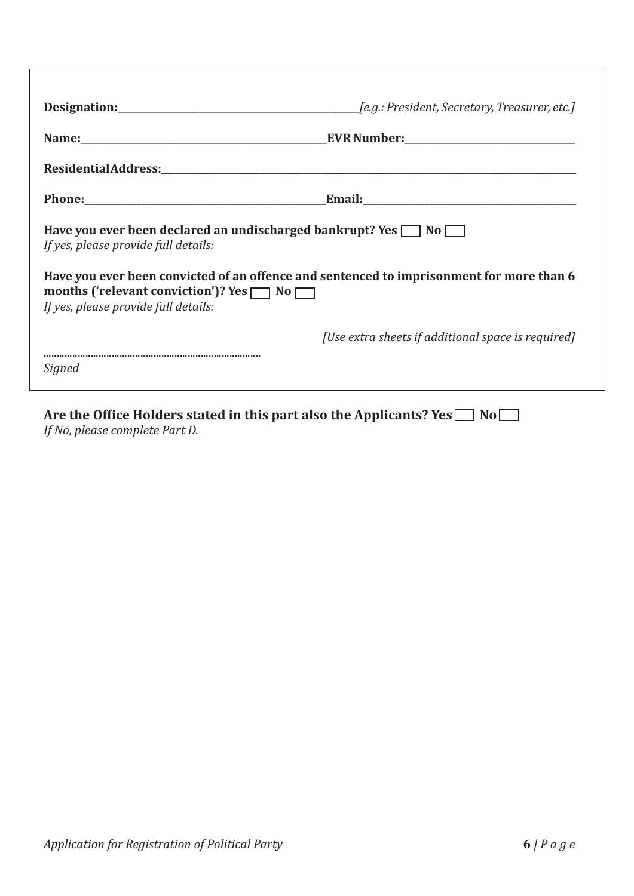**Designation:**\_\_\_\_\_\_\_\_\_\_\_\_\_\_\_\_\_\_\_\_\_\_\_\_\_\_\_\_\_\_\_\_ *[e.g.: President, Secretary, Treasurer, etc.]*

**Name:**\_\_\_\_\_\_\_\_\_\_\_\_\_\_\_\_\_\_\_\_\_\_\_\_\_\_\_\_\_\_\_\_ **EVR Number:**\_\_\_\_\_\_\_\_\_\_\_\_\_\_\_\_\_\_\_\_\_\_

**ResidentialAddress:**\_\_\_\_\_\_\_\_\_\_\_\_\_\_\_\_\_\_\_\_\_\_\_\_\_\_\_\_\_\_\_\_\_\_\_\_\_\_\_\_\_\_\_\_\_\_\_\_\_\_\_\_

**Phone:**\_\_\_\_\_\_\_\_\_\_\_\_\_\_\_\_\_\_\_\_\_\_\_\_\_\_\_\_\_\_\_\_ **Email:**\_\_\_\_\_\_\_\_\_\_\_\_\_\_\_\_\_\_\_\_\_\_\_\_\_\_\_\_

**Have you ever been declared an undischarged bankrupt? Yes ☐ No ☐**
*If yes, please provide full details:*

**Have you ever been convicted of an offence and sentenced to imprisonment for more than 6 months ('relevant conviction')? Yes ☐ No ☐**
*If yes, please provide full details:*

*[Use extra sheets if additional space is required]*

……………………………………………………………………
*Signed*

**Are the Office Holders stated in this part also the Applicants? Yes ☐ No ☐**
*If No, please complete Part D.*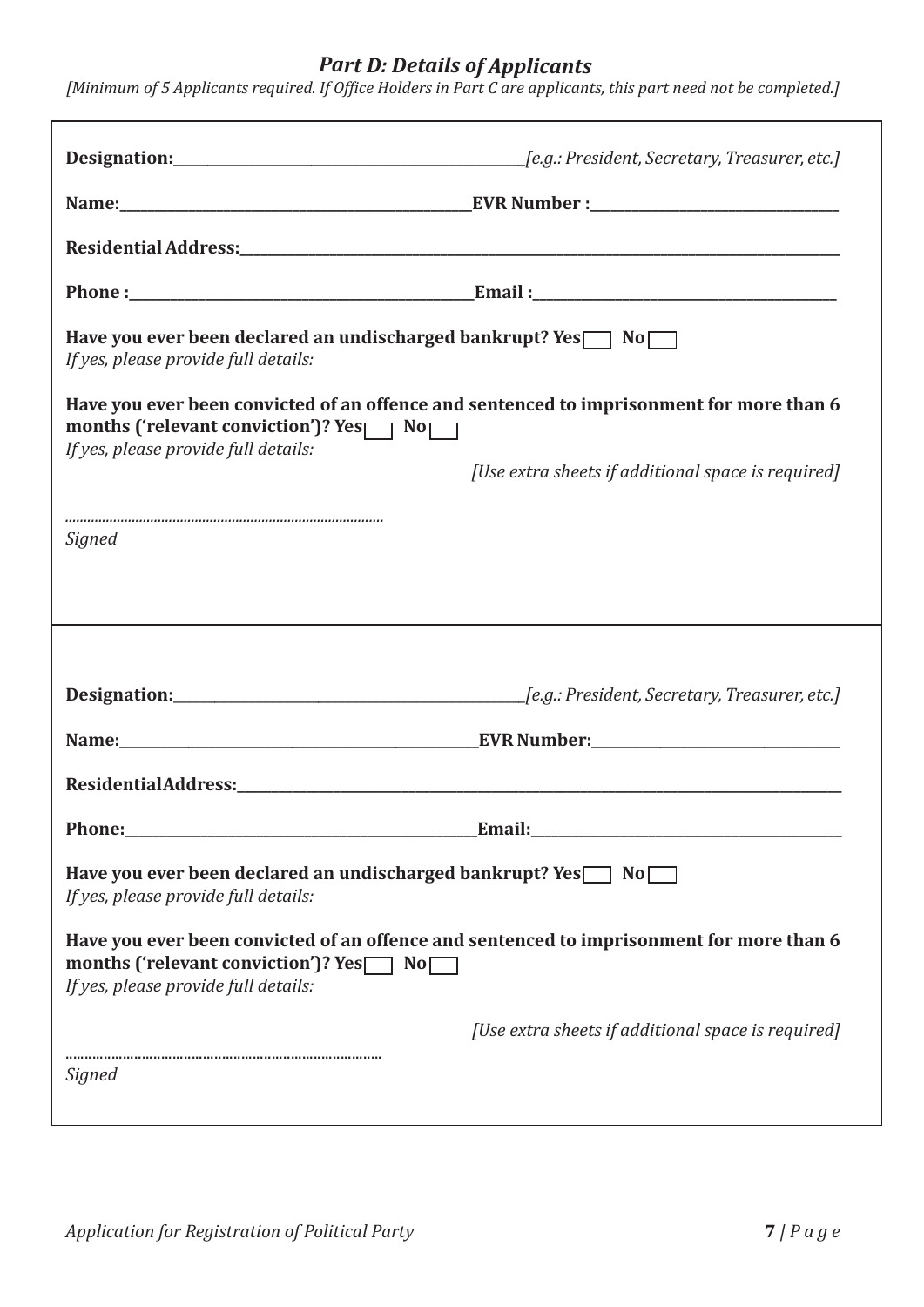## *Part D: Details of Applicants*

*[Minimum of 5 Applicants required. If Office Holders in Part C are applicants, this part need not be completed.]*

**Designation:**\_\_\_\_\_\_\_\_\_\_\_\_\_\_\_\_\_\_\_\_\_\_\_\_\_\_\_\_\_\_\_\_\_\_\_\_\_\_ *[e.g.: President, Secretary, Treasurer, etc.]*

**Name:**\_\_\_\_\_\_\_\_\_\_\_\_\_\_\_\_\_\_\_\_\_\_\_\_\_\_\_\_\_\_\_\_\_\_\_\_\_\_ **EVR Number :**\_\_\_\_\_\_\_\_\_\_\_\_\_\_\_\_\_\_\_\_\_\_\_\_\_\_

**Residential Address:**\_\_\_\_\_\_\_\_\_\_\_\_\_\_\_\_\_\_\_\_\_\_\_\_\_\_\_\_\_\_\_\_\_\_\_\_\_\_\_\_\_\_\_\_\_\_\_\_\_\_\_\_\_\_\_\_\_\_\_\_\_\_

**Phone :**\_\_\_\_\_\_\_\_\_\_\_\_\_\_\_\_\_\_\_\_\_\_\_\_\_\_\_\_\_\_\_\_\_\_\_\_\_\_ **Email :**\_\_\_\_\_\_\_\_\_\_\_\_\_\_\_\_\_\_\_\_\_\_\_\_\_\_\_\_\_\_\_\_

**Have you ever been declared an undischarged bankrupt? Yes ☐ No ☐**

*If yes, please provide full details:*

**Have you ever been convicted of an offence and sentenced to imprisonment for more than 6 months ('relevant conviction')? Yes ☐ No ☐**

*If yes, please provide full details:*

*[Use extra sheets if additional space is required]*

..................................................................................

*Signed*

---

**Designation:**\_\_\_\_\_\_\_\_\_\_\_\_\_\_\_\_\_\_\_\_\_\_\_\_\_\_\_\_\_\_\_\_\_\_\_\_\_\_ *[e.g.: President, Secretary, Treasurer, etc.]*

**Name:**\_\_\_\_\_\_\_\_\_\_\_\_\_\_\_\_\_\_\_\_\_\_\_\_\_\_\_\_\_\_\_\_\_\_\_\_\_\_ **EVR Number:**\_\_\_\_\_\_\_\_\_\_\_\_\_\_\_\_\_\_\_\_\_\_\_\_\_\_

**ResidentialAddress:**\_\_\_\_\_\_\_\_\_\_\_\_\_\_\_\_\_\_\_\_\_\_\_\_\_\_\_\_\_\_\_\_\_\_\_\_\_\_\_\_\_\_\_\_\_\_\_\_\_\_\_\_\_\_\_\_\_\_\_\_\_\_

**Phone:**\_\_\_\_\_\_\_\_\_\_\_\_\_\_\_\_\_\_\_\_\_\_\_\_\_\_\_\_\_\_\_\_\_\_\_\_\_\_ **Email:**\_\_\_\_\_\_\_\_\_\_\_\_\_\_\_\_\_\_\_\_\_\_\_\_\_\_\_\_\_\_\_\_

**Have you ever been declared an undischarged bankrupt? Yes ☐ No ☐**

*If yes, please provide full details:*

**Have you ever been convicted of an offence and sentenced to imprisonment for more than 6 months ('relevant conviction')? Yes ☐ No ☐**

*If yes, please provide full details:*

*[Use extra sheets if additional space is required]*

..................................................................................

*Signed*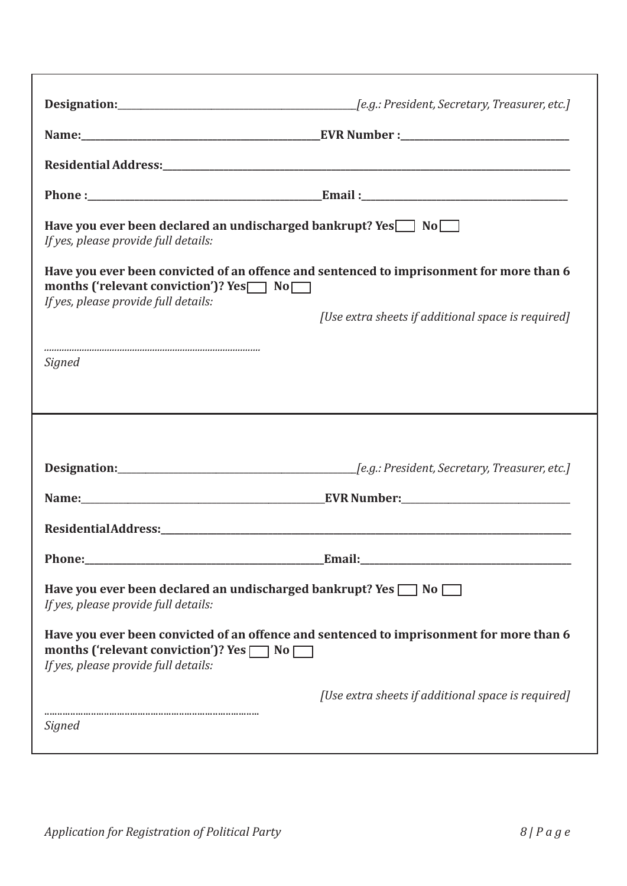**Designation:**\_\_\_\_\_\_\_\_\_\_\_\_\_\_\_\_\_\_\_\_\_\_\_\_\_\_\_\_\_\_\_\_\_\_\_\_ *[e.g.: President, Secretary, Treasurer, etc.]*

**Name:**\_\_\_\_\_\_\_\_\_\_\_\_\_\_\_\_\_\_\_\_\_\_\_\_\_\_\_\_\_\_\_\_\_\_\_\_ **EVR Number :**\_\_\_\_\_\_\_\_\_\_\_\_\_\_\_\_\_\_\_\_\_\_\_\_

**Residential Address:**\_\_\_\_\_\_\_\_\_\_\_\_\_\_\_\_\_\_\_\_\_\_\_\_\_\_\_\_\_\_\_\_\_\_\_\_\_\_\_\_\_\_\_\_\_\_\_\_\_\_\_\_\_\_\_\_\_\_

**Phone :**\_\_\_\_\_\_\_\_\_\_\_\_\_\_\_\_\_\_\_\_\_\_\_\_\_\_\_\_\_\_\_\_\_\_\_\_ **Email :**\_\_\_\_\_\_\_\_\_\_\_\_\_\_\_\_\_\_\_\_\_\_\_\_\_\_\_\_\_\_

**Have you ever been declared an undischarged bankrupt? Yes ☐ No ☐**
*If yes, please provide full details:*

**Have you ever been convicted of an offence and sentenced to imprisonment for more than 6 months ('relevant conviction')? Yes ☐ No ☐**
*If yes, please provide full details:*

*[Use extra sheets if additional space is required]*

..................................................................................
*Signed*

---

**Designation:**\_\_\_\_\_\_\_\_\_\_\_\_\_\_\_\_\_\_\_\_\_\_\_\_\_\_\_\_\_\_\_\_\_\_\_\_ *[e.g.: President, Secretary, Treasurer, etc.]*

**Name:**\_\_\_\_\_\_\_\_\_\_\_\_\_\_\_\_\_\_\_\_\_\_\_\_\_\_\_\_\_\_\_\_\_\_\_\_ **EVR Number:**\_\_\_\_\_\_\_\_\_\_\_\_\_\_\_\_\_\_\_\_\_\_\_\_

**ResidentialAddress:**\_\_\_\_\_\_\_\_\_\_\_\_\_\_\_\_\_\_\_\_\_\_\_\_\_\_\_\_\_\_\_\_\_\_\_\_\_\_\_\_\_\_\_\_\_\_\_\_\_\_\_\_\_\_\_\_\_\_

**Phone:**\_\_\_\_\_\_\_\_\_\_\_\_\_\_\_\_\_\_\_\_\_\_\_\_\_\_\_\_\_\_\_\_\_\_\_\_ **Email:**\_\_\_\_\_\_\_\_\_\_\_\_\_\_\_\_\_\_\_\_\_\_\_\_\_\_\_\_\_\_

**Have you ever been declared an undischarged bankrupt? Yes ☐ No ☐**
*If yes, please provide full details:*

**Have you ever been convicted of an offence and sentenced to imprisonment for more than 6 months ('relevant conviction')? Yes ☐ No ☐**
*If yes, please provide full details:*

*[Use extra sheets if additional space is required]*

..................................................................................
*Signed*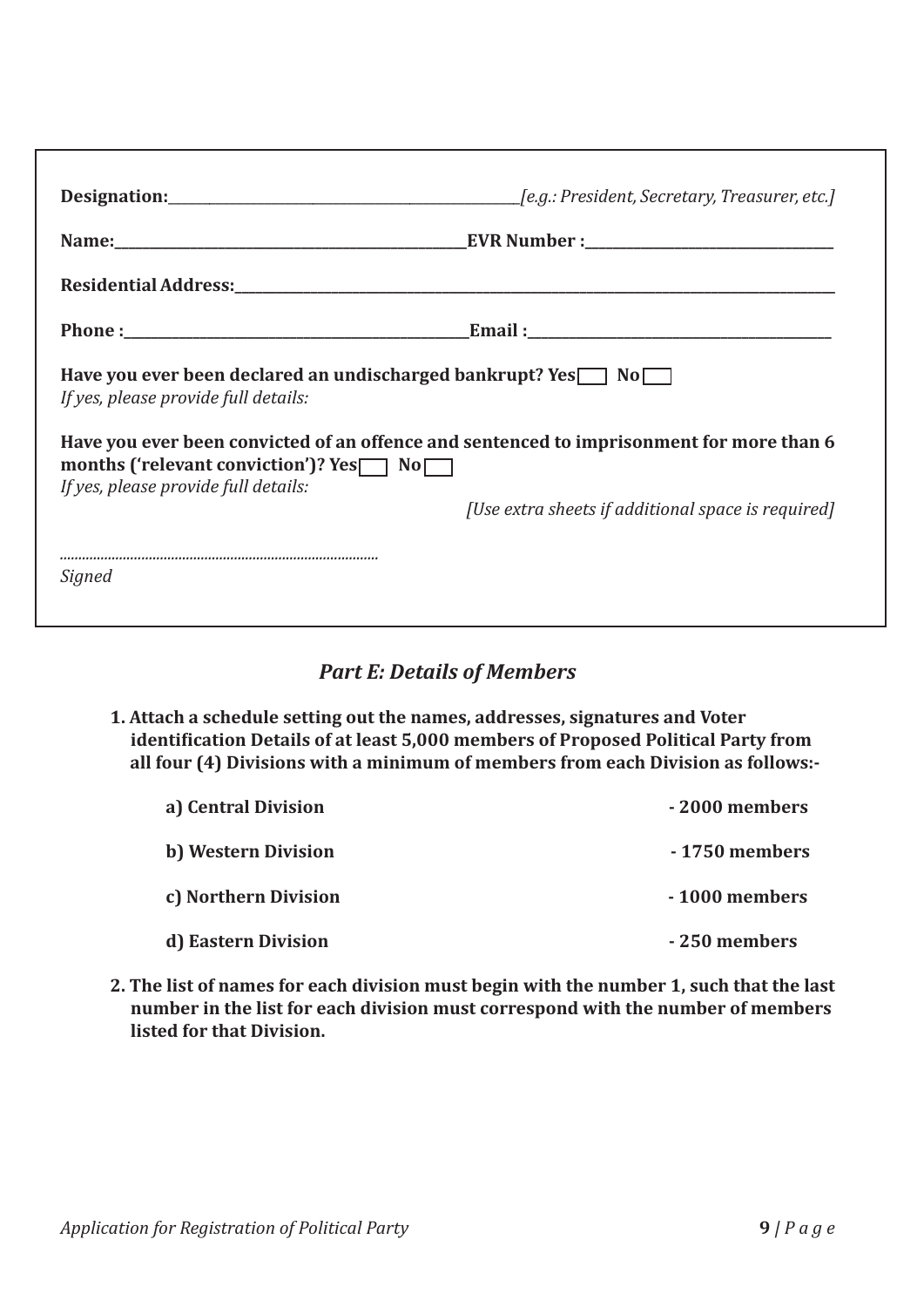**Designation:**\_\_\_\_\_\_\_\_\_\_\_\_\_\_\_\_\_\_\_\_\_\_\_\_\_\_\_\_\_\_\_\_\_\_\_\_\_\_\_\_*[e.g.: President, Secretary, Treasurer, etc.]*

**Name:**\_\_\_\_\_\_\_\_\_\_\_\_\_\_\_\_\_\_\_\_\_\_\_\_\_\_\_\_\_\_\_\_\_\_\_\_\_\_\_\_**EVR Number :**\_\_\_\_\_\_\_\_\_\_\_\_\_\_\_\_\_\_\_\_\_\_\_\_\_\_\_\_\_\_

**Residential Address:**\_\_\_\_\_\_\_\_\_\_\_\_\_\_\_\_\_\_\_\_\_\_\_\_\_\_\_\_\_\_\_\_\_\_\_\_\_\_\_\_\_\_\_\_\_\_\_\_\_\_\_\_\_\_\_\_\_\_\_\_\_\_\_\_\_\_\_\_\_\_\_\_

**Phone :**\_\_\_\_\_\_\_\_\_\_\_\_\_\_\_\_\_\_\_\_\_\_\_\_\_\_\_\_\_\_\_\_\_\_\_\_\_\_\_\_**Email :**\_\_\_\_\_\_\_\_\_\_\_\_\_\_\_\_\_\_\_\_\_\_\_\_\_\_\_\_\_\_\_\_\_\_\_

**Have you ever been declared an undischarged bankrupt? Yes☐ No☐**
*If yes, please provide full details:*

**Have you ever been convicted of an offence and sentenced to imprisonment for more than 6 months ('relevant conviction')? Yes☐ No☐**
*If yes, please provide full details:*

*[Use extra sheets if additional space is required]*

..................................................................................
*Signed*

## *Part E: Details of Members*

1. **Attach a schedule setting out the names, addresses, signatures and Voter identification Details of at least 5,000 members of Proposed Political Party from all four (4) Divisions with a minimum of members from each Division as follows:-**

   **a) Central Division - 2000 members**

   **b) Western Division - 1750 members**

   **c) Northern Division - 1000 members**

   **d) Eastern Division - 250 members**

2. **The list of names for each division must begin with the number 1, such that the last number in the list for each division must correspond with the number of members listed for that Division.**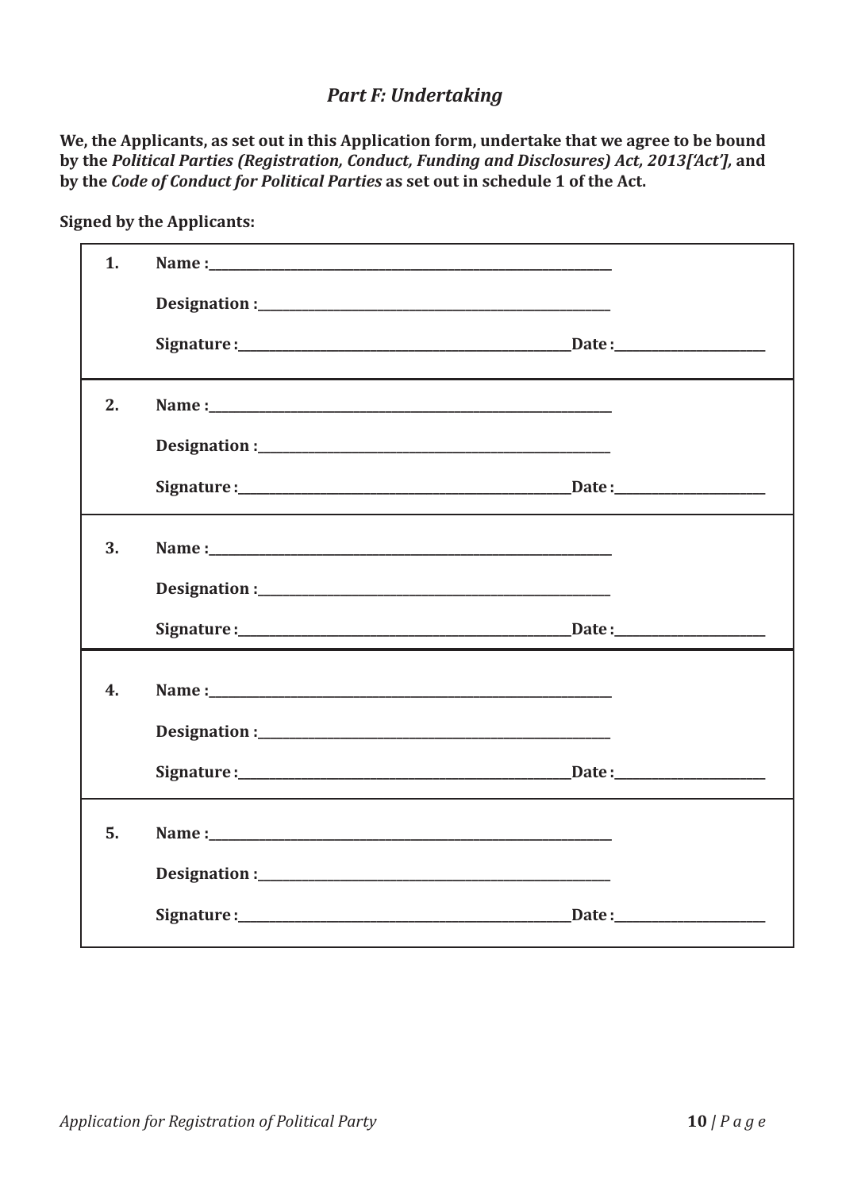## *Part F: Undertaking*

**We, the Applicants, as set out in this Application form, undertake that we agree to be bound by the *Political Parties (Registration, Conduct, Funding and Disclosures) Act, 2013['Act'],* and by the *Code of Conduct for Political Parties* as set out in schedule 1 of the Act.**

**Signed by the Applicants:**

**1.** **Name :**______________________________

**Designation :**______________________________

**Signature :**______________________________ **Date :**____________________

**2.** **Name :**______________________________

**Designation :**______________________________

**Signature :**______________________________ **Date :**____________________

**3.** **Name :**______________________________

**Designation :**______________________________

**Signature :**______________________________ **Date :**____________________

**4.** **Name :**______________________________

**Designation :**______________________________

**Signature :**______________________________ **Date :**____________________

**5.** **Name :**______________________________

**Designation :**______________________________

**Signature :**______________________________ **Date :**____________________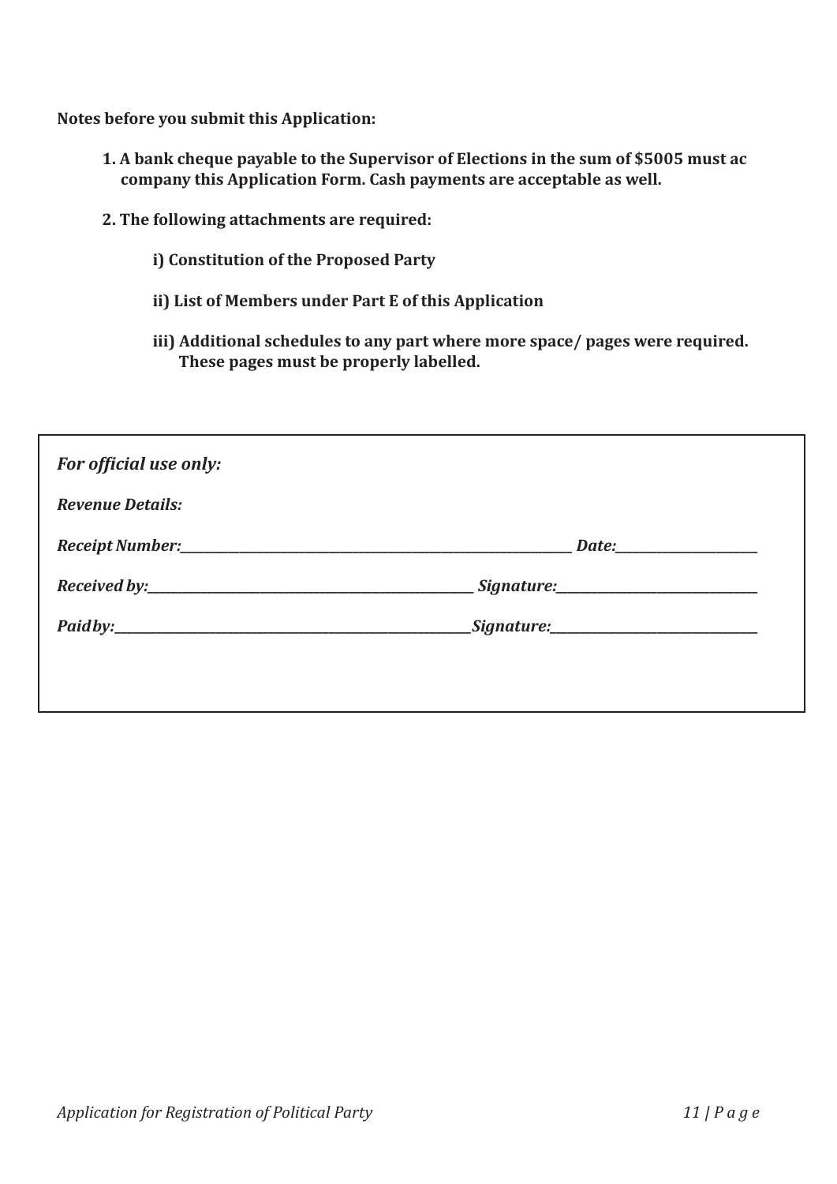**Notes before you submit this Application:**

1. **A bank cheque payable to the Supervisor of Elections in the sum of $5005 must accompany this Application Form. Cash payments are acceptable as well.**

2. **The following attachments are required:**

   **i) Constitution of the Proposed Party**

   **ii) List of Members under Part E of this Application**

   **iii) Additional schedules to any part where more space/ pages were required. These pages must be properly labelled.**

---

***For official use only:***

***Revenue Details:***

***Receipt Number:*** ______________________________ ***Date:*** ______________

***Received by:*** ______________________________ ***Signature:*** ______________

***Paid by:*** ______________________________ ***Signature:*** ______________

---